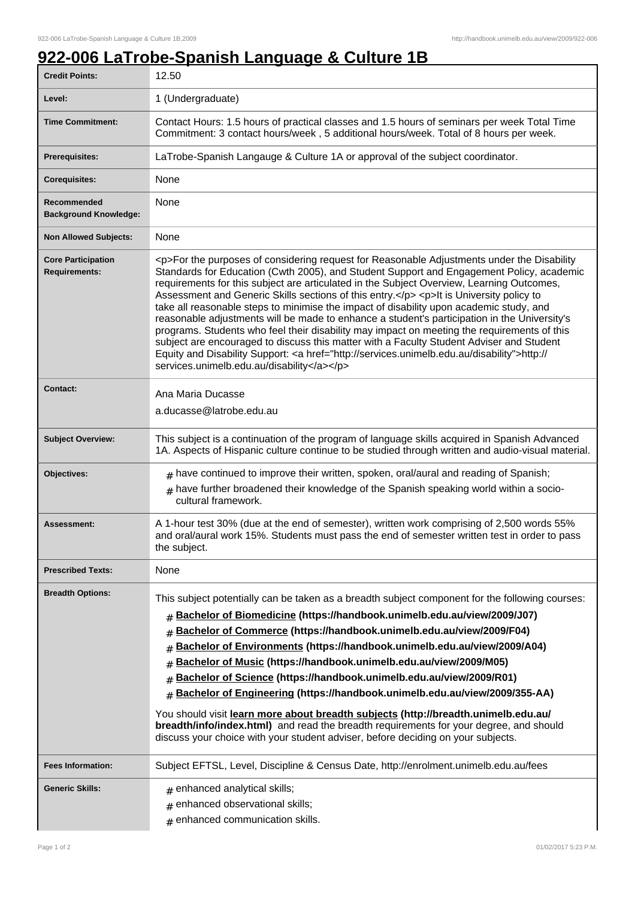# 922-006 LaTrobe-Spanish Language & Culture 1B

| | |
|---|---|
| **Credit Points:** | 12.50 |
| **Level:** | 1 (Undergraduate) |
| **Time Commitment:** | Contact Hours: 1.5 hours of practical classes and 1.5 hours of seminars per week Total Time Commitment: 3 contact hours/week , 5 additional hours/week. Total of 8 hours per week. |
| **Prerequisites:** | LaTrobe-Spanish Langauge & Culture 1A or approval of the subject coordinator. |
| **Corequisites:** | None |
| **Recommended Background Knowledge:** | None |
| **Non Allowed Subjects:** | None |
| **Core Participation Requirements:** | <p>For the purposes of considering request for Reasonable Adjustments under the Disability Standards for Education (Cwth 2005), and Student Support and Engagement Policy, academic requirements for this subject are articulated in the Subject Overview, Learning Outcomes, Assessment and Generic Skills sections of this entry.</p> <p>It is University policy to take all reasonable steps to minimise the impact of disability upon academic study, and reasonable adjustments will be made to enhance a student's participation in the University's programs. Students who feel their disability may impact on meeting the requirements of this subject are encouraged to discuss this matter with a Faculty Student Adviser and Student Equity and Disability Support: <a href="http://services.unimelb.edu.au/disability">http://services.unimelb.edu.au/disability</a></p> |
| **Contact:** | Ana Maria Ducasse<br>a.ducasse@latrobe.edu.au |
| **Subject Overview:** | This subject is a continuation of the program of language skills acquired in Spanish Advanced 1A. Aspects of Hispanic culture continue to be studied through written and audio-visual material. |
| **Objectives:** | # have continued to improve their written, spoken, oral/aural and reading of Spanish;<br># have further broadened their knowledge of the Spanish speaking world within a socio-cultural framework. |
| **Assessment:** | A 1-hour test 30% (due at the end of semester), written work comprising of 2,500 words 55% and oral/aural work 15%. Students must pass the end of semester written test in order to pass the subject. |
| **Prescribed Texts:** | None |
| **Breadth Options:** | This subject potentially can be taken as a breadth subject component for the following courses:<br># **Bachelor of Biomedicine (https://handbook.unimelb.edu.au/view/2009/J07)**<br># **Bachelor of Commerce (https://handbook.unimelb.edu.au/view/2009/F04)**<br># **Bachelor of Environments (https://handbook.unimelb.edu.au/view/2009/A04)**<br># **Bachelor of Music (https://handbook.unimelb.edu.au/view/2009/M05)**<br># **Bachelor of Science (https://handbook.unimelb.edu.au/view/2009/R01)**<br># **Bachelor of Engineering (https://handbook.unimelb.edu.au/view/2009/355-AA)**<br>You should visit **learn more about breadth subjects (http://breadth.unimelb.edu.au/breadth/info/index.html)** and read the breadth requirements for your degree, and should discuss your choice with your student adviser, before deciding on your subjects. |
| **Fees Information:** | Subject EFTSL, Level, Discipline & Census Date, http://enrolment.unimelb.edu.au/fees |
| **Generic Skills:** | # enhanced analytical skills;<br># enhanced observational skills;<br># enhanced communication skills. |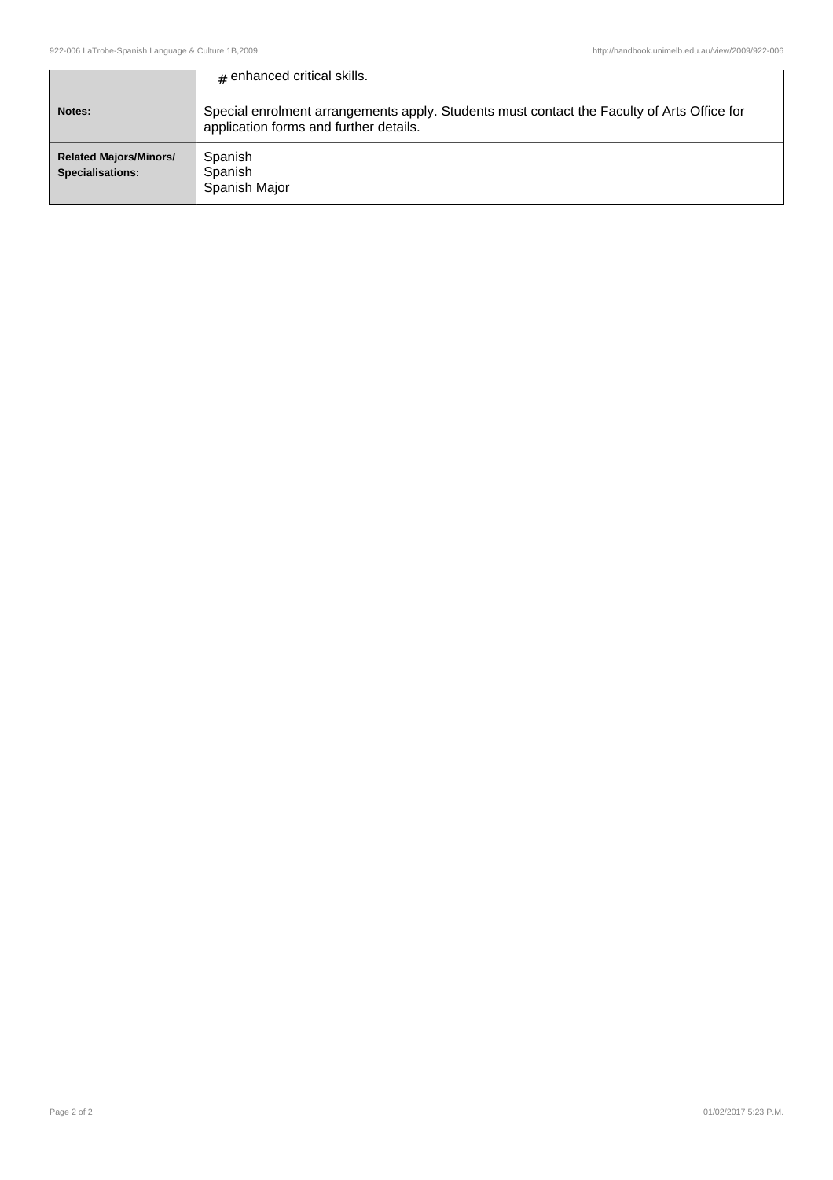| | |
|---|---|
| | # enhanced critical skills. |
| **Notes:** | Special enrolment arrangements apply. Students must contact the Faculty of Arts Office for application forms and further details. |
| **Related Majors/Minors/ Specialisations:** | Spanish<br>Spanish<br>Spanish Major |